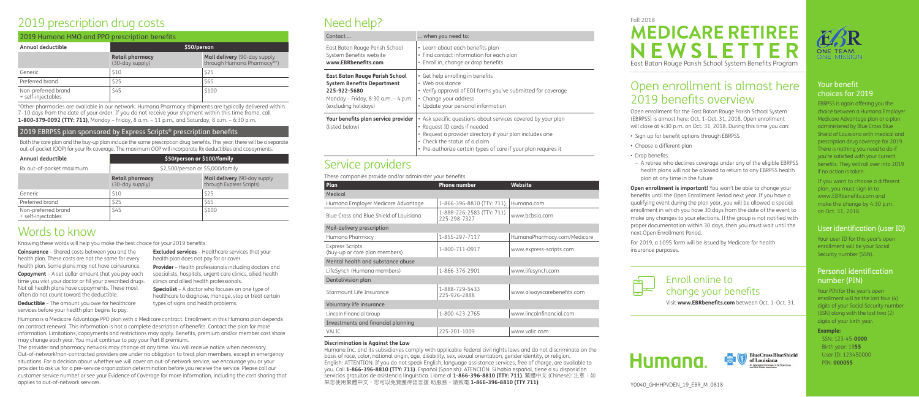# 2019 prescription drug costs

## 2019 Humana HMO and PPO prescription benefits

| Annual deductible | $50/person | |
|---|---|---|
| | **Retail pharmacy** (30-day supply) | **Mail delivery** (90-day supply through Humana Pharmacy®*) |
| Generic | $10 | $25 |
| Preferred brand | $25 | $65 |
| Non-preferred brand + self-injectables | $45 | $100 |

*Other pharmacies are available in our network. Humana Pharmacy shipments are typically delivered within 7–10 days from the date of your order. If you do not receive your shipment within this time frame, call **1-800-379-0092 (TTY: 711)**, Monday – Friday, 8 a.m. – 11 p.m., and Saturday, 8 a.m. – 6:30 p.m.

## 2019 EBRPSS plan sponsored by Express Scripts® prescription benefits

Both the core plan and the buy-up plan include the same prescription drug benefits. This year, there will be a separate out-of-pocket (OOP) for your Rx coverage. The maximum OOP will incorporate Rx deductibles and copayments.

| Annual deductible | $50/person or $100/family | |
|---|---|---|
| Rx out-of-pocket maximum | $2,500/person or $5,000/family | |
| | **Retail pharmacy** (30-day supply) | **Mail delivery** (90-day supply through Express Scripts) |
| Generic | $10 | $25 |
| Preferred brand | $25 | $65 |
| Non-preferred brand + self-injectables | $45 | $100 |

# Words to know

Knowing these words will help you make the best choice for your 2019 benefits:

**Coinsurance** – Shared costs between you and the health plan. These costs are not the same for every health plan. Some plans may not have coinsurance.

**Copayment** – A set dollar amount that you pay each time you visit your doctor or fill your prescribed drugs. Not all health plans have copayments. These most often do not count toward the deductible.

**Deductible** – The amount you owe for healthcare services before your health plan begins to pay.

**Excluded services** – Healthcare services that your health plan does not pay for or cover.

**Provider** – Health professionals including doctors and specialists, hospitals, urgent care clinics, allied health clinics and allied health professionals.

**Specialist** – A doctor who focuses on one type of healthcare to diagnose, manage, stop or treat certain types of signs and health problems.

Humana is a Medicare Advantage PPO plan with a Medicare contract. Enrollment in this Humana plan depends on contract renewal. This information is not a complete description of benefits. Contact the plan for more information. Limitations, copayments and restrictions may apply. Benefits, premium and/or member cost share may change each year. You must continue to pay your Part B premium.

The provider and pharmacy network may change at any time. You will receive notice when necessary. Out-of-network/non-contracted providers are under no obligation to treat plan members, except in emergency situations. For a decision about whether we will cover an out-of-network service, we encourage you or your provider to ask us for a pre-service organization determination before you receive the service. Please call our customer service number or see your Evidence of Coverage for more information, including the cost sharing that applies to out-of-network services.

# Need help?

| Contact ... | ... when you need to: |
|---|---|
| East Baton Rouge Parish School System Benefits website **www.EBRbenefits.com** | • Learn about each benefits plan<br>• Find contact information for each plan<br>• Enroll in, change or drop benefits |
| **East Baton Rouge Parish School System Benefits Department 225-922-5680** Monday – Friday, 8:30 a.m. – 4 p.m. (excluding holidays) | • Get help enrolling in benefits<br>• Web assistance<br>• Verify approval of EOI forms you've submitted for coverage<br>• Change your address<br>• Update your personal information |
| **Your benefits plan service provider** (listed below) | • Ask specific questions about services covered by your plan<br>• Request ID cards if needed<br>• Request a provider directory if your plan includes one<br>• Check the status of a claim<br>• Pre-authorize certain types of care if your plan requires it |

# Service providers

These companies provide and/or administer your benefits.

| Plan | Phone number | Website |
|---|---|---|
| **Medical** | | |
| Humana Employer Medicare Advantage | 1-866-396-8810 (TTY: 711) | Humana.com |
| Blue Cross and Blue Shield of Louisiana | 1-888-226-2583 (TTY: 711) 225-298-7327 | www.bcbsla.com |
| **Mail-delivery prescription** | | |
| Humana Pharmacy | 1-855-297-7117 | HumanaPharmacy.com/Medicare |
| Express Scripts (buy-up or core plan members) | 1-800-711-0917 | www.express-scripts.com |
| **Mental health and substance abuse** | | |
| LifeSynch (Humana members) | 1-866-376-2901 | www.lifesynch.com |
| **Dental/vision plan** | | |
| Starmount Life Insurance | 1-888-729-5433 225-926-2888 | www.alwayscarebenefits.com |
| **Voluntary life insurance** | | |
| Lincoln Financial Group | 1-800-423-2765 | www.lincolnfinancial.com |
| **Investments and financial planning** | | |
| VALIC | 225-201-1009 | www.valic.com |

**Discrimination is Against the Law**

Humana Inc. and its subsidiaries comply with applicable Federal civil rights laws and do not discriminate on the basis of race, color, national origin, age, disability, sex, sexual orientation, gender identity, or religion. English: ATTENTION: If you do not speak English, language assistance services, free of charge, are available to you. Call **1-866-396-8810 (TTY: 711)**. Español (Spanish): ATENCIÓN: Si habla español, tiene a su disposición servicios gratuitos de asistencia lingüística. Llame al **1-866-396-8810 (TTY: 711)**. 繁體中文 (Chinese): 注意：如果您使用繁體中文，您可以免費獲得語言援 助服務。請致電 **1-866-396-8810 (TTY 711)**

Fall 2018

# MEDICARE RETIREE NEWSLETTER

East Baton Rouge Parish School System Benefits Program

ONE TEAM. ONE MISSION

# Open enrollment is almost here 2019 benefits overview

Open enrollment for the East Baton Rouge Parish School System (EBRPSS) is almost here: Oct. 1–Oct. 31, 2018. Open enrollment will close at 4:30 p.m. on Oct. 31, 2018. During this time you can:

- Sign up for benefit options through EBRPSS
- Choose a different plan
- Drop benefits
  - A retiree who declines coverage under any of the eligible EBRPSS health plans will not be allowed to return to any EBRPSS health plan at any time in the future

**Open enrollment is important!** You won't be able to change your benefits until the Open Enrollment Period next year. If you have a qualifying event during the plan year, you will be allowed a special enrollment in which you have 30 days from the date of the event to make any changes to your elections. If the group is not notified with proper documentation within 30 days, then you must wait until the next Open Enrollment Period.

For 2019, a 1095 form will be issued by Medicare for health insurance purposes.

## Enroll online to change your benefits

Visit **www.EBRbenefits.com** between Oct. 1–Oct. 31.

Humana.

BlueCross BlueShield of Louisiana

Y0040_GHHHPVDEN_19_EBR_M 0818

## Your benefit choices for 2019

EBRPSS is again offering you the choice between a Humana Employer Medicare Advantage plan or a plan administered by Blue Cross Blue Shield of Louisiana with medical and prescription drug coverage for 2019. There is nothing you need to do if you're satisfied with your current benefits. They will roll over into 2019 if no action is taken.

If you want to choose a different plan, you must sign in to www.EBRbenefits.com and make the change by 4:30 p.m. on Oct. 31, 2018.

## User identification (user ID)

Your user ID for this year's open enrollment will be your Social Security number (SSN).

## Personal identification number (PIN)

Your PIN for this year's open enrollment will be the last four (4) digits of your Social Security number (SSN) along with the last two (2) digits of your birth year.

**Example:**

SSN: 123-45-**0000**
Birth year: 19**55**
User ID: 123450000
PIN: **000055**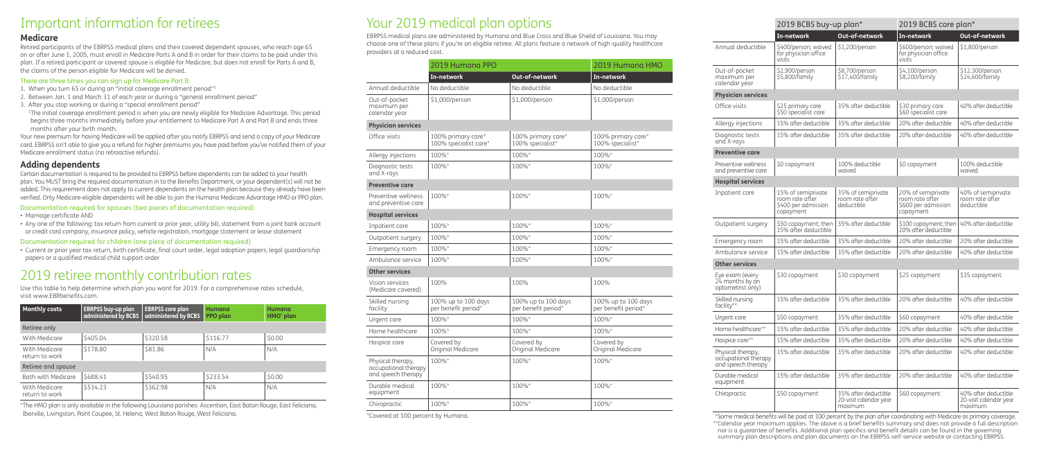# Important information for retirees

## Medicare

Retired participants of the EBRPSS medical plans and their covered dependent spouses, who reach age 65 on or after June 1, 2005, must enroll in Medicare Parts A and B in order for their claims to be paid under this plan. If a retired participant or covered spouse is eligible for Medicare, but does not enroll for Parts A and B, the claims of the person eligible for Medicare will be denied.

There are three times you can sign up for Medicare Part B:

1. When you turn 65 or during an "initial coverage enrollment period"[1]
2. Between Jan. 1 and March 31 of each year or during a "general enrollment period"
3. After you stop working or during a "special enrollment period"

[1]The initial coverage enrollment period is when you are newly eligible for Medicare Advantage. This period begins three months immediately before your entitlement to Medicare Part A and Part B and ends three months after your birth month.

Your new premium for having Medicare will be applied after you notify EBRPSS and send a copy of your Medicare card. EBRPSS isn't able to give you a refund for higher premiums you have paid before you've notified them of your Medicare enrollment status (no retroactive refunds).

## Adding dependents

Certain documentation is required to be provided to EBRPSS before dependents can be added to your health plan. You MUST bring the required documentation in to the Benefits Department, or your dependent(s) will not be added. This requirement does not apply to current dependents on the health plan because they already have been verified. Only Medicare-eligible dependents will be able to join the Humana Medicare Advantage HMO or PPO plan.

Documentation required for spouses (two pieces of documentation required)

- Marriage certificate AND
- Any one of the following: tax return from current or prior year, utility bill, statement from a joint bank account or credit card company, insurance policy, vehicle registration, mortgage statement or lease statement

Documentation required for children (one piece of documentation required)

- Current or prior year tax return, birth certificate, final court order, legal adoption papers, legal guardianship papers or a qualified medical child support order

# 2019 retiree monthly contribution rates

Use this table to help determine which plan you want for 2019. For a comprehensive rates schedule, visit www.EBRbenefits.com.

| Monthly costs | EBRPSS buy-up plan administered by BCBS | EBRPSS core plan administered by BCBS | Humana PPO plan | Humana HMO* plan |
|---|---|---|---|---|
| Retiree only | | | | |
| With Medicare | $405.04 | $320.58 | $116.77 | $0.00 |
| With Medicare return to work | $178.80 | $81.86 | N/A | N/A |
| Retiree and spouse | | | | |
| Both with Medicare | $688.41 | $540.95 | $233.54 | $0.00 |
| With Medicare return to work | $534.23 | $362.98 | N/A | N/A |

*The HMO plan is only available in the following Louisiana parishes: Ascention, East Baton Rouge, East Feliciana, Iberville, Livingston, Point Coupee, St. Helena, West Baton Rouge, West Feliciana.

# Your 2019 medical plan options

EBRPSS medical plans are administered by Humana and Blue Cross and Blue Shield of Louisiana. You may choose one of these plans if you're an eligible retiree. All plans feature a network of high-quality healthcare providers at a reduced cost.

| | 2019 Humana PPO | | 2019 Humana HMO |
|---|---|---|---|
| | In-network | Out-of-network | In-network |
| Annual deductible | No deductible | No deductible | No deductible |
| Out-of-pocket maximum per calendar year | $1,000/person | $1,000/person | $1,000/person |
| **Physician services** | | | |
| Office visits | 100% primary care* 100% specialist care* | 100% primary care* 100% specialist* | 100% primary care* 100% specialist* |
| Allergy injections | 100%* | 100%* | 100%* |
| Diagnostic tests and X-rays | 100%* | 100%* | 100%* |
| **Preventive care** | | | |
| Preventive wellness and preventive care | 100%* | 100%* | 100%* |
| **Hospital services** | | | |
| Inpatient care | 100%* | 100%* | 100%* |
| Outpatient surgery | 100%* | 100%* | 100%* |
| Emergency room | 100%* | 100%* | 100%* |
| Ambulance service | 100%* | 100%* | 100%* |
| **Other services** | | | |
| Vision services (Medicare covered) | 100% | 100% | 100% |
| Skilled nursing facility | 100% up to 100 days per benefit period* | 100% up to 100 days per benefit period* | 100% up to 100 days per benefit period* |
| Urgent care | 100%* | 100%* | 100%* |
| Home healthcare | 100%* | 100%* | 100%* |
| Hospice care | Covered by Original Medicare | Covered by Original Medicare | Covered by Original Medicare |
| Physical therapy, occupational therapy and speech therapy | 100%* | 100%* | 100%* |
| Durable medical equipment | 100%* | 100%* | 100%* |
| Chiropractic | 100%* | 100%* | 100%* |

*Covered at 100 percent by Humana.

| | 2019 BCBS buy-up plan* | | 2019 BCBS core plan* | |
|---|---|---|---|---|
| | In-network | Out-of-network | In-network | Out-of-network |
| Annual deductible | $400/person; waived for physician office visits | $1,200/person | $600/person; waived for physician office visits | $1,800/person |
| Out-of-pocket maximum per calendar year | $2,900/person $5,800/family | $8,700/person $17,400/family | $4,100/person $8,200/family | $12,300/person $24,600/family |
| **Physician services** | | | | |
| Office visits | $25 primary care $50 specialist care | 35% after deductible | $30 primary care $60 specialist care | 40% after deductible |
| Allergy injections | 15% after deductible | 35% after deductible | 20% after deductible | 40% after deductible |
| Diagnostic tests and X-rays | 15% after deductible | 35% after deductible | 20% after deductible | 40% after deductible |
| **Preventive care** | | | | |
| Preventive wellness and preventive care | $0 copayment | 100% deductible waived | $0 copayment | 100% deductible waived |
| **Hospital services** | | | | |
| Inpatient care | 15% of semiprivate room rate after $400 per admission copayment | 35% of semiprivate room rate after deductible | 20% of semiprivate room rate after $600 per admission copayment | 40% of semiprivate room rate after deductible |
| Outpatient surgery | $50 copayment; then 15% after deductible | 35% after deductible | $100 copayment; then 20% after deductible | 40% after deductible |
| Emergency room | 15% after deductible | 35% after deductible | 20% after deductible | 20% after deductible |
| Ambulance service | 15% after deductible | 35% after deductible | 20% after deductible | 40% after deductible |
| **Other services** | | | | |
| Eye exam (every 24 months by an optometrist only) | $30 copayment | $30 copayment | $25 copayment | $35 copayment |
| Skilled nursing facility** | 15% after deductible | 35% after deductible | 20% after deductible | 40% after deductible |
| Urgent care | $50 copayment | 35% after deductible | $60 copayment | 40% after deductible |
| Home healthcare** | 15% after deductible | 35% after deductible | 20% after deductible | 40% after deductible |
| Hospice care** | 15% after deductible | 35% after deductible | 20% after deductible | 40% after deductible |
| Physical therapy, occupational therapy and speech therapy | 15% after deductible | 35% after deductible | 20% after deductible | 40% after deductible |
| Durable medical equipment | 15% after deductible | 35% after deductible | 20% after deductible | 40% after deductible |
| Chiropractic | $50 copayment | 35% after deductible 20-visit calendar year maximum | $60 copayment | 40% after deductible 20-visit calendar year maximum |

*Some medical benefits will be paid at 100 percent by the plan after coordinating with Medicare as primary coverage.
**Calendar year maximum applies. The above is a brief benefits summary and does not provide a full description nor is a guarantee of benefits. Additional plan specifics and benefit details can be found in the governing summary plan descriptions and plan documents on the EBRPSS self-service website or contacting EBRPSS.